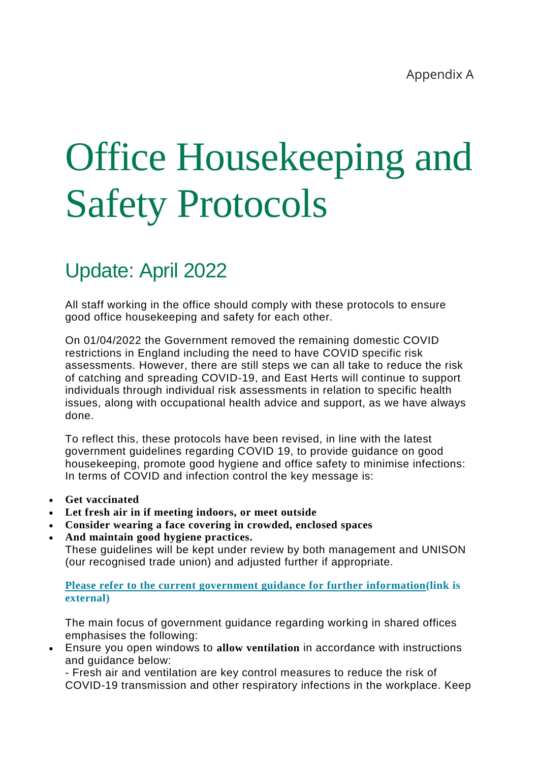Appendix A

# Office Housekeeping and Safety Protocols

## Update: April 2022

All staff working in the office should comply with these protocols to ensure good office housekeeping and safety for each other.

On 01/04/2022 the Government removed the remaining domestic COVID restrictions in England including the need to have COVID specific risk assessments. However, there are still steps we can all take to reduce the risk of catching and spreading COVID-19, and East Herts will continue to support individuals through individual risk assessments in relation to specific health issues, along with occupational health advice and support, as we have always done.

To reflect this, these protocols have been revised, in line with the latest government guidelines regarding COVID 19, to provide guidance on good housekeeping, promote good hygiene and office safety to minimise infections: In terms of COVID and infection control the key message is:

- **Get vaccinated**
- **Let fresh air in if meeting indoors, or meet outside**
- **Consider wearing a face covering in crowded, enclosed spaces**
- **And maintain good hygiene practices.**
  These guidelines will be kept under review by both management and UNISON (our recognised trade union) and adjusted further if appropriate.

**Please refer to the current government guidance for further information(link is external)**

The main focus of government guidance regarding working in shared offices emphasises the following:

- Ensure you open windows to **allow ventilation** in accordance with instructions and guidance below:
  - Fresh air and ventilation are key control measures to reduce the risk of COVID-19 transmission and other respiratory infections in the workplace. Keep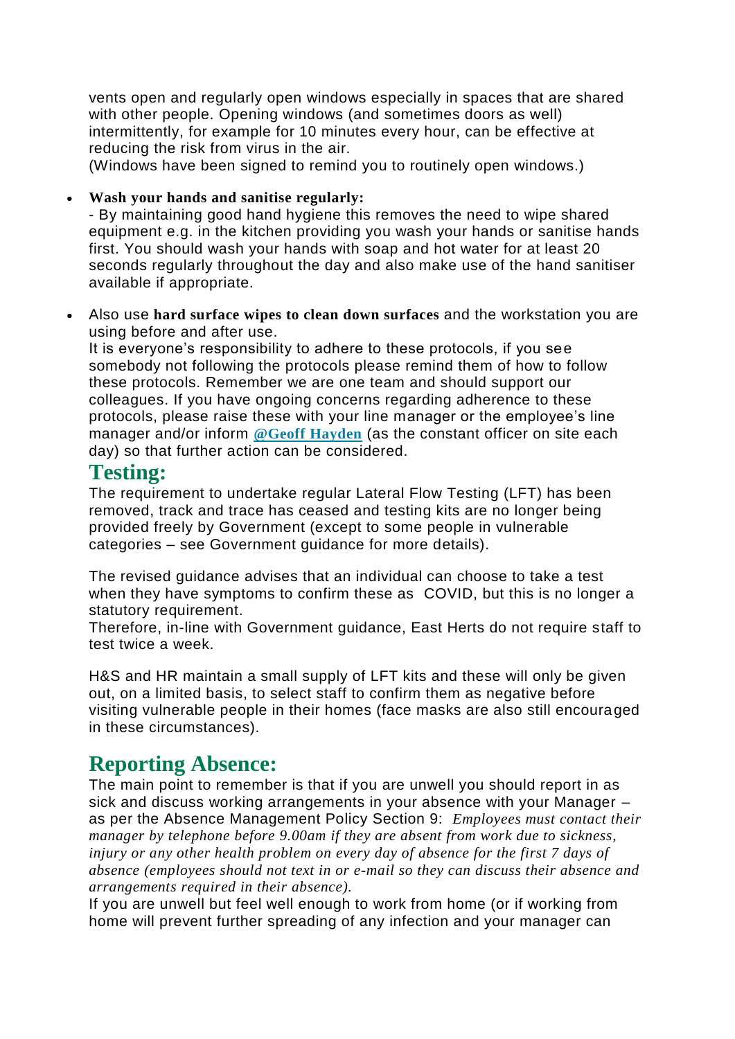vents open and regularly open windows especially in spaces that are shared with other people. Opening windows (and sometimes doors as well) intermittently, for example for 10 minutes every hour, can be effective at reducing the risk from virus in the air.
(Windows have been signed to remind you to routinely open windows.)

- **Wash your hands and sanitise regularly:**
  - By maintaining good hand hygiene this removes the need to wipe shared equipment e.g. in the kitchen providing you wash your hands or sanitise hands first. You should wash your hands with soap and hot water for at least 20 seconds regularly throughout the day and also make use of the hand sanitiser available if appropriate.

- Also use **hard surface wipes to clean down surfaces** and the workstation you are using before and after use.
  It is everyone's responsibility to adhere to these protocols, if you see somebody not following the protocols please remind them of how to follow these protocols. Remember we are one team and should support our colleagues. If you have ongoing concerns regarding adherence to these protocols, please raise these with your line manager or the employee's line manager and/or inform **@Geoff Hayden** (as the constant officer on site each day) so that further action can be considered.

## Testing:

The requirement to undertake regular Lateral Flow Testing (LFT) has been removed, track and trace has ceased and testing kits are no longer being provided freely by Government (except to some people in vulnerable categories – see Government guidance for more details).

The revised guidance advises that an individual can choose to take a test when they have symptoms to confirm these as COVID, but this is no longer a statutory requirement.
Therefore, in-line with Government guidance, East Herts do not require staff to test twice a week.

H&S and HR maintain a small supply of LFT kits and these will only be given out, on a limited basis, to select staff to confirm them as negative before visiting vulnerable people in their homes (face masks are also still encouraged in these circumstances).

## Reporting Absence:

The main point to remember is that if you are unwell you should report in as sick and discuss working arrangements in your absence with your Manager – as per the Absence Management Policy Section 9: *Employees must contact their manager by telephone before 9.00am if they are absent from work due to sickness, injury or any other health problem on every day of absence for the first 7 days of absence (employees should not text in or e-mail so they can discuss their absence and arrangements required in their absence).*
If you are unwell but feel well enough to work from home (or if working from home will prevent further spreading of any infection and your manager can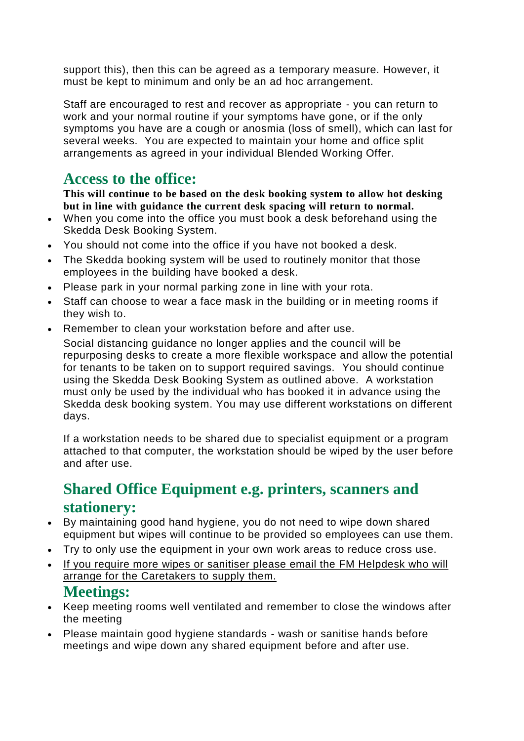support this), then this can be agreed as a temporary measure. However, it must be kept to minimum and only be an ad hoc arrangement.

Staff are encouraged to rest and recover as appropriate - you can return to work and your normal routine if your symptoms have gone, or if the only symptoms you have are a cough or anosmia (loss of smell), which can last for several weeks. You are expected to maintain your home and office split arrangements as agreed in your individual Blended Working Offer.

## Access to the office:

**This will continue to be based on the desk booking system to allow hot desking but in line with guidance the current desk spacing will return to normal.**

- When you come into the office you must book a desk beforehand using the Skedda Desk Booking System.
- You should not come into the office if you have not booked a desk.
- The Skedda booking system will be used to routinely monitor that those employees in the building have booked a desk.
- Please park in your normal parking zone in line with your rota.
- Staff can choose to wear a face mask in the building or in meeting rooms if they wish to.
- Remember to clean your workstation before and after use.

Social distancing guidance no longer applies and the council will be repurposing desks to create a more flexible workspace and allow the potential for tenants to be taken on to support required savings. You should continue using the Skedda Desk Booking System as outlined above. A workstation must only be used by the individual who has booked it in advance using the Skedda desk booking system. You may use different workstations on different days.

If a workstation needs to be shared due to specialist equipment or a program attached to that computer, the workstation should be wiped by the user before and after use.

## Shared Office Equipment e.g. printers, scanners and stationery:

- By maintaining good hand hygiene, you do not need to wipe down shared equipment but wipes will continue to be provided so employees can use them.
- Try to only use the equipment in your own work areas to reduce cross use.
- If you require more wipes or sanitiser please email the FM Helpdesk who will arrange for the Caretakers to supply them.

## Meetings:

- Keep meeting rooms well ventilated and remember to close the windows after the meeting
- Please maintain good hygiene standards - wash or sanitise hands before meetings and wipe down any shared equipment before and after use.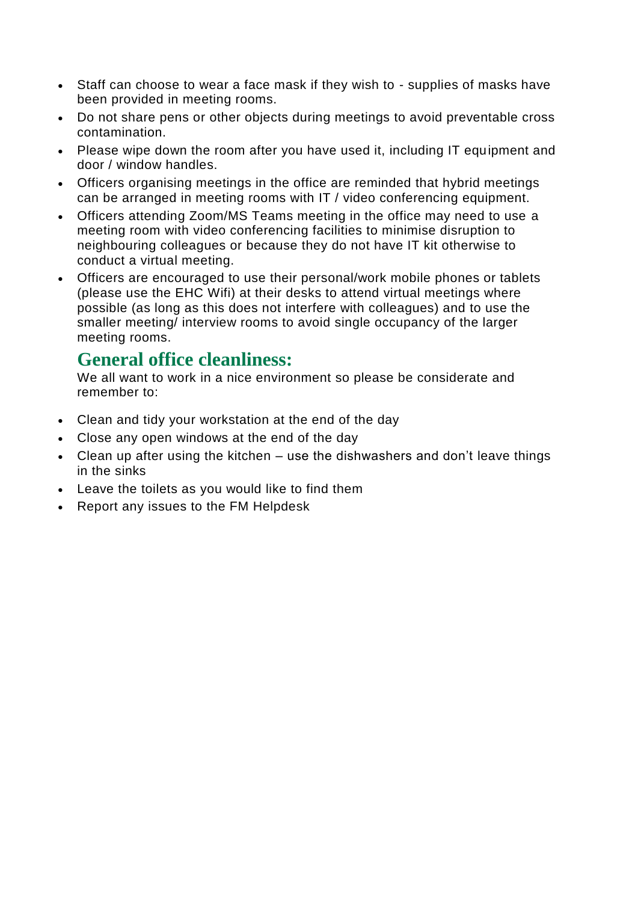- Staff can choose to wear a face mask if they wish to - supplies of masks have been provided in meeting rooms.
- Do not share pens or other objects during meetings to avoid preventable cross contamination.
- Please wipe down the room after you have used it, including IT equipment and door / window handles.
- Officers organising meetings in the office are reminded that hybrid meetings can be arranged in meeting rooms with IT / video conferencing equipment.
- Officers attending Zoom/MS Teams meeting in the office may need to use a meeting room with video conferencing facilities to minimise disruption to neighbouring colleagues or because they do not have IT kit otherwise to conduct a virtual meeting.
- Officers are encouraged to use their personal/work mobile phones or tablets (please use the EHC Wifi) at their desks to attend virtual meetings where possible (as long as this does not interfere with colleagues) and to use the smaller meeting/ interview rooms to avoid single occupancy of the larger meeting rooms.

## General office cleanliness:

We all want to work in a nice environment so please be considerate and remember to:

- Clean and tidy your workstation at the end of the day
- Close any open windows at the end of the day
- Clean up after using the kitchen – use the dishwashers and don't leave things in the sinks
- Leave the toilets as you would like to find them
- Report any issues to the FM Helpdesk